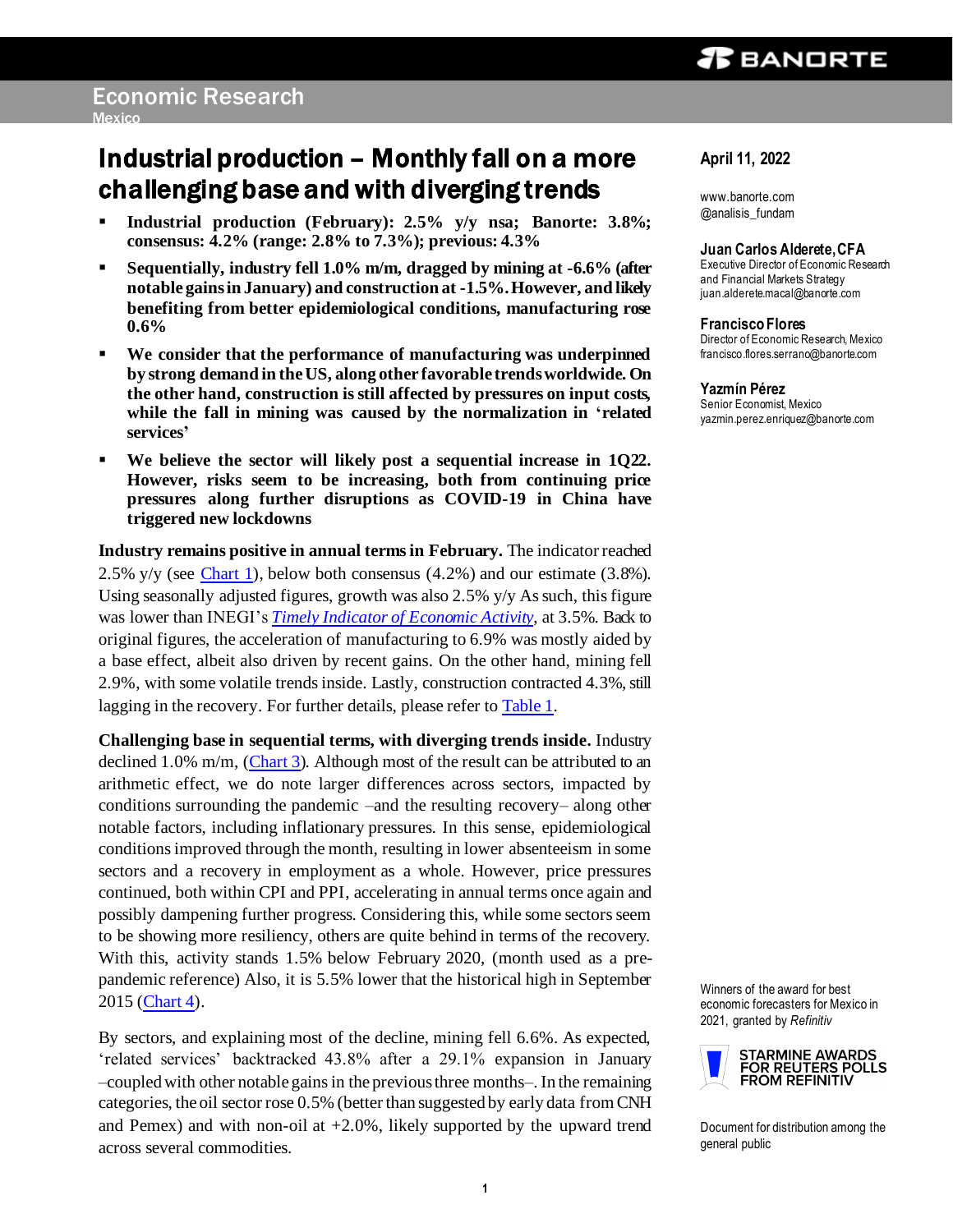Economic Research
Mexico

# Industrial production – Monthly fall on a more challenging base and with diverging trends

- **Industrial production (February): 2.5% y/y nsa; Banorte: 3.8%; consensus: 4.2% (range: 2.8% to 7.3%); previous: 4.3%**
- **Sequentially, industry fell 1.0% m/m, dragged by mining at -6.6% (after notable gains in January) and construction at -1.5%. However, and likely benefiting from better epidemiological conditions, manufacturing rose 0.6%**
- **We consider that the performance of manufacturing was underpinned by strong demand in the US, along other favorable trends worldwide. On the other hand, construction is still affected by pressures on input costs, while the fall in mining was caused by the normalization in 'related services'**
- **We believe the sector will likely post a sequential increase in 1Q22. However, risks seem to be increasing, both from continuing price pressures along further disruptions as COVID-19 in China have triggered new lockdowns**

**Industry remains positive in annual terms in February.** The indicator reached 2.5% y/y (see Chart 1), below both consensus (4.2%) and our estimate (3.8%). Using seasonally adjusted figures, growth was also 2.5% y/y As such, this figure was lower than INEGI's ***Timely Indicator of Economic Activity***, at 3.5%. Back to original figures, the acceleration of manufacturing to 6.9% was mostly aided by a base effect, albeit also driven by recent gains. On the other hand, mining fell 2.9%, with some volatile trends inside. Lastly, construction contracted 4.3%, still lagging in the recovery. For further details, please refer to Table 1.

**Challenging base in sequential terms, with diverging trends inside.** Industry declined 1.0% m/m, (Chart 3). Although most of the result can be attributed to an arithmetic effect, we do note larger differences across sectors, impacted by conditions surrounding the pandemic –and the resulting recovery– along other notable factors, including inflationary pressures. In this sense, epidemiological conditions improved through the month, resulting in lower absenteeism in some sectors and a recovery in employment as a whole. However, price pressures continued, both within CPI and PPI, accelerating in annual terms once again and possibly dampening further progress. Considering this, while some sectors seem to be showing more resiliency, others are quite behind in terms of the recovery. With this, activity stands 1.5% below February 2020, (month used as a pre-pandemic reference) Also, it is 5.5% lower that the historical high in September 2015 (Chart 4).

By sectors, and explaining most of the decline, mining fell 6.6%. As expected, 'related services' backtracked 43.8% after a 29.1% expansion in January –coupled with other notable gains in the previous three months–. In the remaining categories, the oil sector rose 0.5% (better than suggested by early data from CNH and Pemex) and with non-oil at +2.0%, likely supported by the upward trend across several commodities.

**April 11, 2022**

www.banorte.com
@analisis_fundam

**Juan Carlos Alderete, CFA**
Executive Director of Economic Research and Financial Markets Strategy
juan.alderete.macal@banorte.com

**Francisco Flores**
Director of Economic Research, Mexico
francisco.flores.serrano@banorte.com

**Yazmín Pérez**
Senior Economist, Mexico
yazmin.perez.enriquez@banorte.com

Winners of the award for best economic forecasters for Mexico in 2021, granted by *Refinitiv*

STARMINE AWARDS FOR REUTERS POLLS FROM REFINITIV

Document for distribution among the general public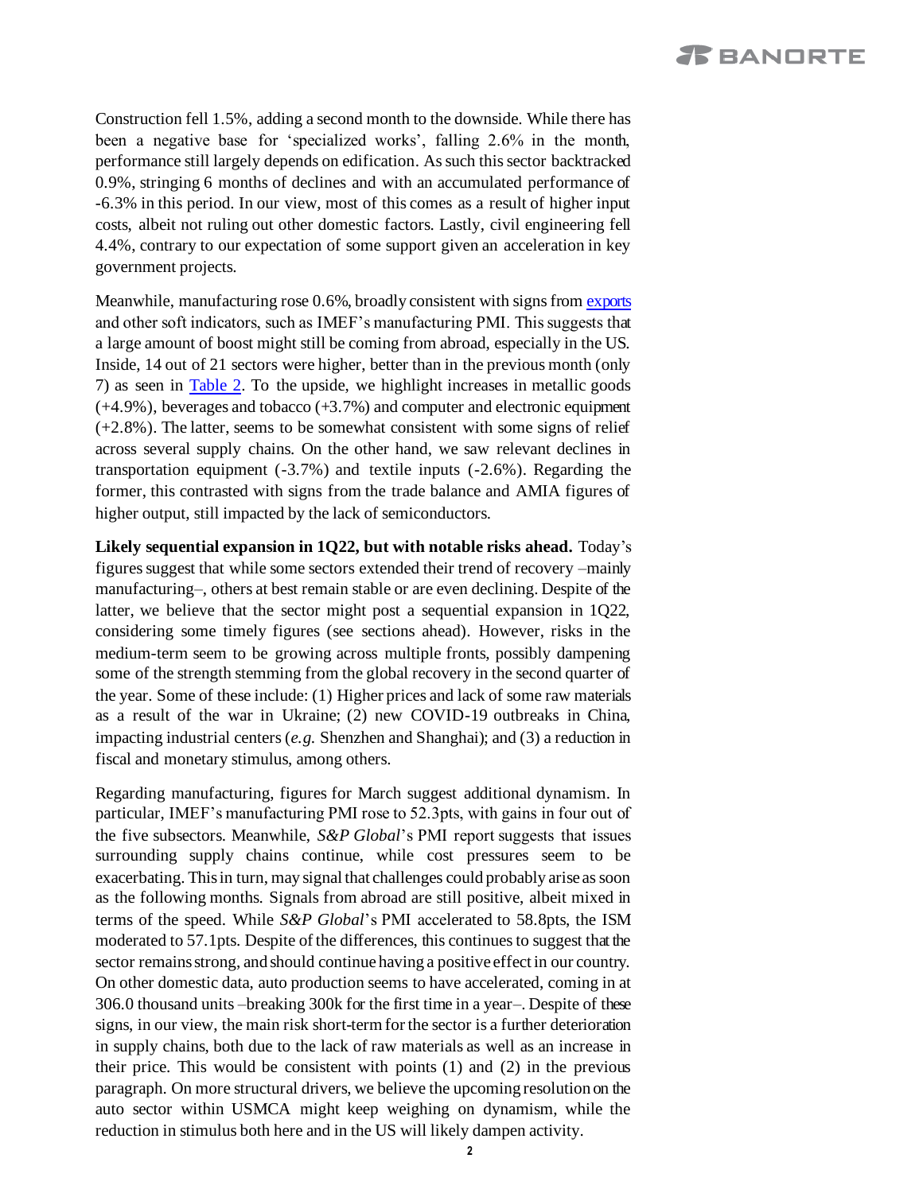Construction fell 1.5%, adding a second month to the downside. While there has been a negative base for 'specialized works', falling 2.6% in the month, performance still largely depends on edification. As such this sector backtracked 0.9%, stringing 6 months of declines and with an accumulated performance of -6.3% in this period. In our view, most of this comes as a result of higher input costs, albeit not ruling out other domestic factors. Lastly, civil engineering fell 4.4%, contrary to our expectation of some support given an acceleration in key government projects.

Meanwhile, manufacturing rose 0.6%, broadly consistent with signs from exports and other soft indicators, such as IMEF's manufacturing PMI. This suggests that a large amount of boost might still be coming from abroad, especially in the US. Inside, 14 out of 21 sectors were higher, better than in the previous month (only 7) as seen in Table 2. To the upside, we highlight increases in metallic goods (+4.9%), beverages and tobacco (+3.7%) and computer and electronic equipment (+2.8%). The latter, seems to be somewhat consistent with some signs of relief across several supply chains. On the other hand, we saw relevant declines in transportation equipment (-3.7%) and textile inputs (-2.6%). Regarding the former, this contrasted with signs from the trade balance and AMIA figures of higher output, still impacted by the lack of semiconductors.

**Likely sequential expansion in 1Q22, but with notable risks ahead.** Today's figures suggest that while some sectors extended their trend of recovery –mainly manufacturing–, others at best remain stable or are even declining. Despite of the latter, we believe that the sector might post a sequential expansion in 1Q22, considering some timely figures (see sections ahead). However, risks in the medium-term seem to be growing across multiple fronts, possibly dampening some of the strength stemming from the global recovery in the second quarter of the year. Some of these include: (1) Higher prices and lack of some raw materials as a result of the war in Ukraine; (2) new COVID-19 outbreaks in China, impacting industrial centers (*e.g.* Shenzhen and Shanghai); and (3) a reduction in fiscal and monetary stimulus, among others.

Regarding manufacturing, figures for March suggest additional dynamism. In particular, IMEF's manufacturing PMI rose to 52.3pts, with gains in four out of the five subsectors. Meanwhile, *S&P Global*'s PMI report suggests that issues surrounding supply chains continue, while cost pressures seem to be exacerbating. This in turn, may signal that challenges could probably arise as soon as the following months. Signals from abroad are still positive, albeit mixed in terms of the speed. While *S&P Global*'s PMI accelerated to 58.8pts, the ISM moderated to 57.1pts. Despite of the differences, this continues to suggest that the sector remains strong, and should continue having a positive effect in our country. On other domestic data, auto production seems to have accelerated, coming in at 306.0 thousand units –breaking 300k for the first time in a year–. Despite of these signs, in our view, the main risk short-term for the sector is a further deterioration in supply chains, both due to the lack of raw materials as well as an increase in their price. This would be consistent with points (1) and (2) in the previous paragraph. On more structural drivers, we believe the upcoming resolution on the auto sector within USMCA might keep weighing on dynamism, while the reduction in stimulus both here and in the US will likely dampen activity.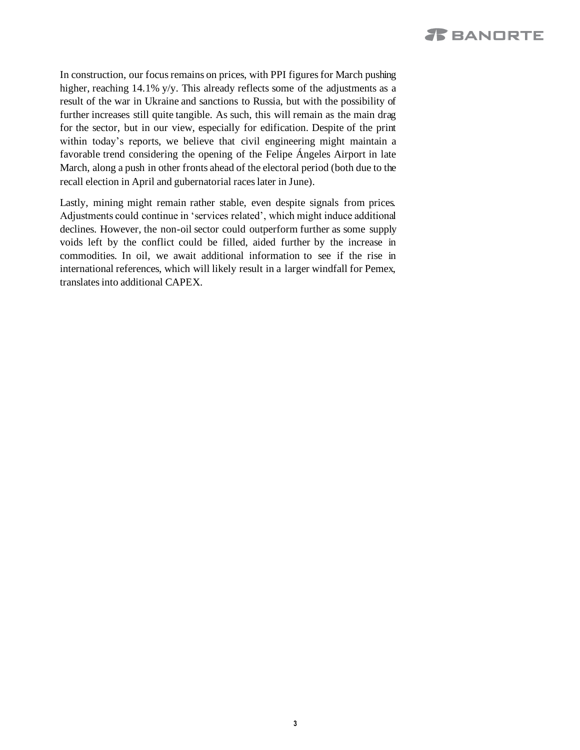In construction, our focus remains on prices, with PPI figures for March pushing higher, reaching 14.1% y/y. This already reflects some of the adjustments as a result of the war in Ukraine and sanctions to Russia, but with the possibility of further increases still quite tangible. As such, this will remain as the main drag for the sector, but in our view, especially for edification. Despite of the print within today's reports, we believe that civil engineering might maintain a favorable trend considering the opening of the Felipe Ángeles Airport in late March, along a push in other fronts ahead of the electoral period (both due to the recall election in April and gubernatorial races later in June).

Lastly, mining might remain rather stable, even despite signals from prices. Adjustments could continue in 'services related', which might induce additional declines. However, the non-oil sector could outperform further as some supply voids left by the conflict could be filled, aided further by the increase in commodities. In oil, we await additional information to see if the rise in international references, which will likely result in a larger windfall for Pemex, translates into additional CAPEX.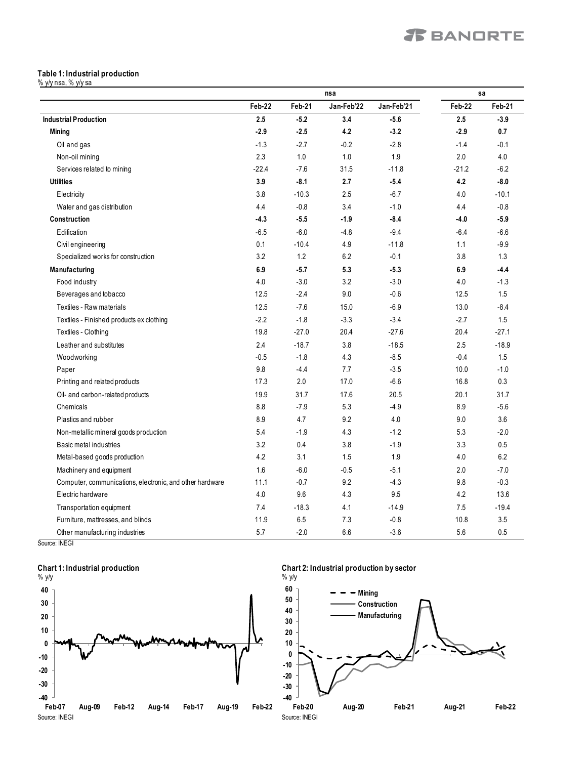**Table 1: Industrial production**
% y/y nsa, % y/y sa

| | nsa | | | | sa | |
|---|---|---|---|---|---|---|
| | Feb-22 | Feb-21 | Jan-Feb'22 | Jan-Feb'21 | Feb-22 | Feb-21 |
| **Industrial Production** | **2.5** | **-5.2** | **3.4** | **-5.6** | **2.5** | **-3.9** |
| **Mining** | **-2.9** | **-2.5** | **4.2** | **-3.2** | **-2.9** | **0.7** |
| Oil and gas | -1.3 | -2.7 | -0.2 | -2.8 | -1.4 | -0.1 |
| Non-oil mining | 2.3 | 1.0 | 1.0 | 1.9 | 2.0 | 4.0 |
| Services related to mining | -22.4 | -7.6 | 31.5 | -11.8 | -21.2 | -6.2 |
| **Utilities** | **3.9** | **-8.1** | **2.7** | **-5.4** | **4.2** | **-8.0** |
| Electricity | 3.8 | -10.3 | 2.5 | -6.7 | 4.0 | -10.1 |
| Water and gas distribution | 4.4 | -0.8 | 3.4 | -1.0 | 4.4 | -0.8 |
| **Construction** | **-4.3** | **-5.5** | **-1.9** | **-8.4** | **-4.0** | **-5.9** |
| Edification | -6.5 | -6.0 | -4.8 | -9.4 | -6.4 | -6.6 |
| Civil engineering | 0.1 | -10.4 | 4.9 | -11.8 | 1.1 | -9.9 |
| Specialized works for construction | 3.2 | 1.2 | 6.2 | -0.1 | 3.8 | 1.3 |
| **Manufacturing** | **6.9** | **-5.7** | **5.3** | **-5.3** | **6.9** | **-4.4** |
| Food industry | 4.0 | -3.0 | 3.2 | -3.0 | 4.0 | -1.3 |
| Beverages and tobacco | 12.5 | -2.4 | 9.0 | -0.6 | 12.5 | 1.5 |
| Textiles - Raw materials | 12.5 | -7.6 | 15.0 | -6.9 | 13.0 | -8.4 |
| Textiles - Finished products ex clothing | -2.2 | -1.8 | -3.3 | -3.4 | -2.7 | 1.5 |
| Textiles - Clothing | 19.8 | -27.0 | 20.4 | -27.6 | 20.4 | -27.1 |
| Leather and substitutes | 2.4 | -18.7 | 3.8 | -18.5 | 2.5 | -18.9 |
| Woodworking | -0.5 | -1.8 | 4.3 | -8.5 | -0.4 | 1.5 |
| Paper | 9.8 | -4.4 | 7.7 | -3.5 | 10.0 | -1.0 |
| Printing and related products | 17.3 | 2.0 | 17.0 | -6.6 | 16.8 | 0.3 |
| Oil- and carbon-related products | 19.9 | 31.7 | 17.6 | 20.5 | 20.1 | 31.7 |
| Chemicals | 8.8 | -7.9 | 5.3 | -4.9 | 8.9 | -5.6 |
| Plastics and rubber | 8.9 | 4.7 | 9.2 | 4.0 | 9.0 | 3.6 |
| Non-metallic mineral goods production | 5.4 | -1.9 | 4.3 | -1.2 | 5.3 | -2.0 |
| Basic metal industries | 3.2 | 0.4 | 3.8 | -1.9 | 3.3 | 0.5 |
| Metal-based goods production | 4.2 | 3.1 | 1.5 | 1.9 | 4.0 | 6.2 |
| Machinery and equipment | 1.6 | -6.0 | -0.5 | -5.1 | 2.0 | -7.0 |
| Computer, communications, electronic, and other hardware | 11.1 | -0.7 | 9.2 | -4.3 | 9.8 | -0.3 |
| Electric hardware | 4.0 | 9.6 | 4.3 | 9.5 | 4.2 | 13.6 |
| Transportation equipment | 7.4 | -18.3 | 4.1 | -14.9 | 7.5 | -19.4 |
| Furniture, mattresses, and blinds | 11.9 | 6.5 | 7.3 | -0.8 | 10.8 | 3.5 |
| Other manufacturing industries | 5.7 | -2.0 | 6.6 | -3.6 | 5.6 | 0.5 |

Source: INEGI

**Chart 1: Industrial production**
% y/y

Source: INEGI

**Chart 2: Industrial production by sector**
% y/y

Source: INEGI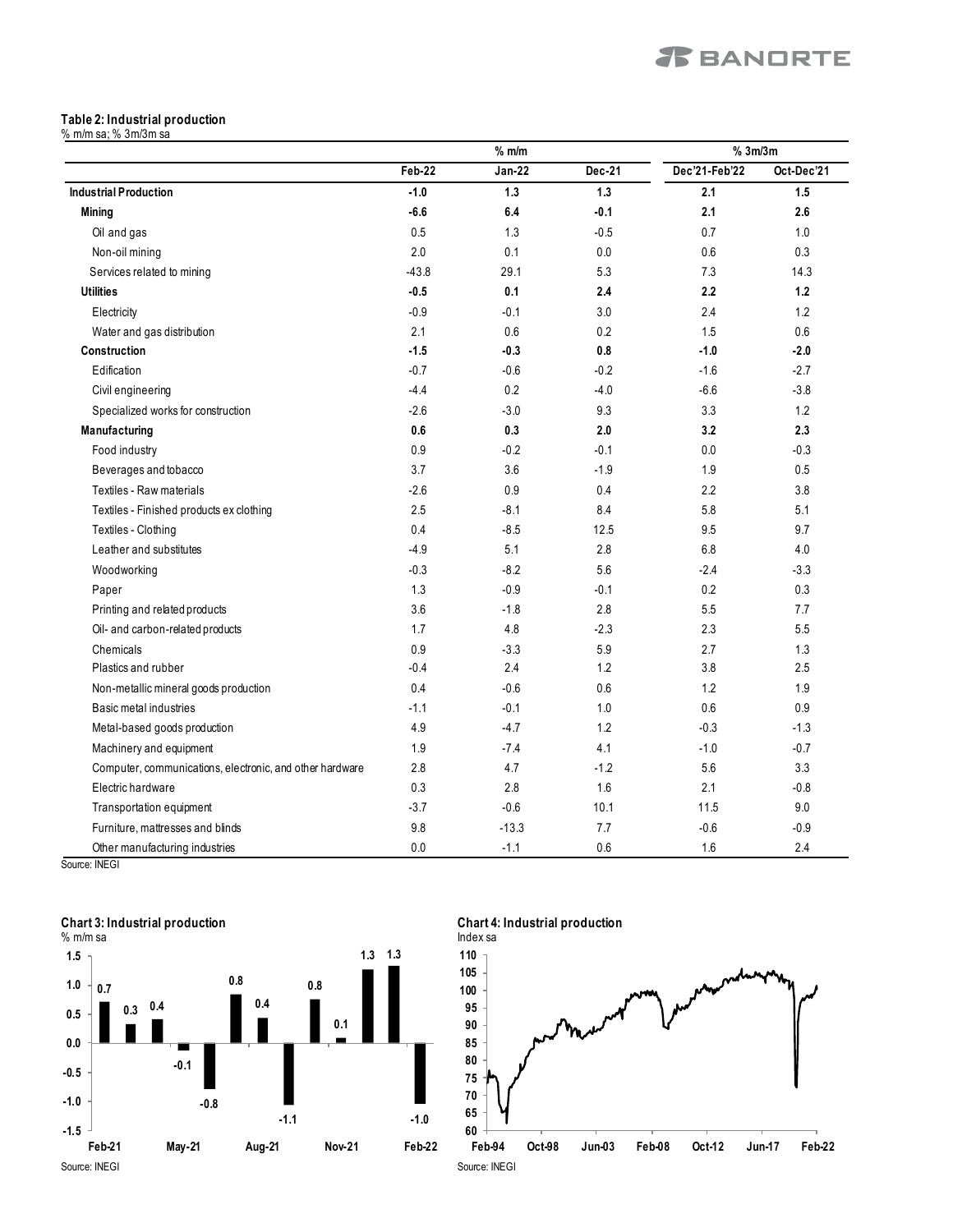**Table 2: Industrial production**
% m/m sa; % 3m/3m sa

| | % m/m | | | % 3m/3m | |
|---|---|---|---|---|---|
| | Feb-22 | Jan-22 | Dec-21 | Dec'21-Feb'22 | Oct-Dec'21 |
| **Industrial Production** | **-1.0** | **1.3** | **1.3** | **2.1** | **1.5** |
| **Mining** | **-6.6** | **6.4** | **-0.1** | **2.1** | **2.6** |
| Oil and gas | 0.5 | 1.3 | -0.5 | 0.7 | 1.0 |
| Non-oil mining | 2.0 | 0.1 | 0.0 | 0.6 | 0.3 |
| Services related to mining | -43.8 | 29.1 | 5.3 | 7.3 | 14.3 |
| **Utilities** | **-0.5** | **0.1** | **2.4** | **2.2** | **1.2** |
| Electricity | -0.9 | -0.1 | 3.0 | 2.4 | 1.2 |
| Water and gas distribution | 2.1 | 0.6 | 0.2 | 1.5 | 0.6 |
| **Construction** | **-1.5** | **-0.3** | **0.8** | **-1.0** | **-2.0** |
| Edification | -0.7 | -0.6 | -0.2 | -1.6 | -2.7 |
| Civil engineering | -4.4 | 0.2 | -4.0 | -6.6 | -3.8 |
| Specialized works for construction | -2.6 | -3.0 | 9.3 | 3.3 | 1.2 |
| **Manufacturing** | **0.6** | **0.3** | **2.0** | **3.2** | **2.3** |
| Food industry | 0.9 | -0.2 | -0.1 | 0.0 | -0.3 |
| Beverages and tobacco | 3.7 | 3.6 | -1.9 | 1.9 | 0.5 |
| Textiles - Raw materials | -2.6 | 0.9 | 0.4 | 2.2 | 3.8 |
| Textiles - Finished products ex clothing | 2.5 | -8.1 | 8.4 | 5.8 | 5.1 |
| Textiles - Clothing | 0.4 | -8.5 | 12.5 | 9.5 | 9.7 |
| Leather and substitutes | -4.9 | 5.1 | 2.8 | 6.8 | 4.0 |
| Woodworking | -0.3 | -8.2 | 5.6 | -2.4 | -3.3 |
| Paper | 1.3 | -0.9 | -0.1 | 0.2 | 0.3 |
| Printing and related products | 3.6 | -1.8 | 2.8 | 5.5 | 7.7 |
| Oil- and carbon-related products | 1.7 | 4.8 | -2.3 | 2.3 | 5.5 |
| Chemicals | 0.9 | -3.3 | 5.9 | 2.7 | 1.3 |
| Plastics and rubber | -0.4 | 2.4 | 1.2 | 3.8 | 2.5 |
| Non-metallic mineral goods production | 0.4 | -0.6 | 0.6 | 1.2 | 1.9 |
| Basic metal industries | -1.1 | -0.1 | 1.0 | 0.6 | 0.9 |
| Metal-based goods production | 4.9 | -4.7 | 1.2 | -0.3 | -1.3 |
| Machinery and equipment | 1.9 | -7.4 | 4.1 | -1.0 | -0.7 |
| Computer, communications, electronic, and other hardware | 2.8 | 4.7 | -1.2 | 5.6 | 3.3 |
| Electric hardware | 0.3 | 2.8 | 1.6 | 2.1 | -0.8 |
| Transportation equipment | -3.7 | -0.6 | 10.1 | 11.5 | 9.0 |
| Furniture, mattresses and blinds | 9.8 | -13.3 | 7.7 | -0.6 | -0.9 |
| Other manufacturing industries | 0.0 | -1.1 | 0.6 | 1.6 | 2.4 |

Source: INEGI

**Chart 3: Industrial production**
% m/m sa

Source: INEGI

**Chart 4: Industrial production**
Index sa

Source: INEGI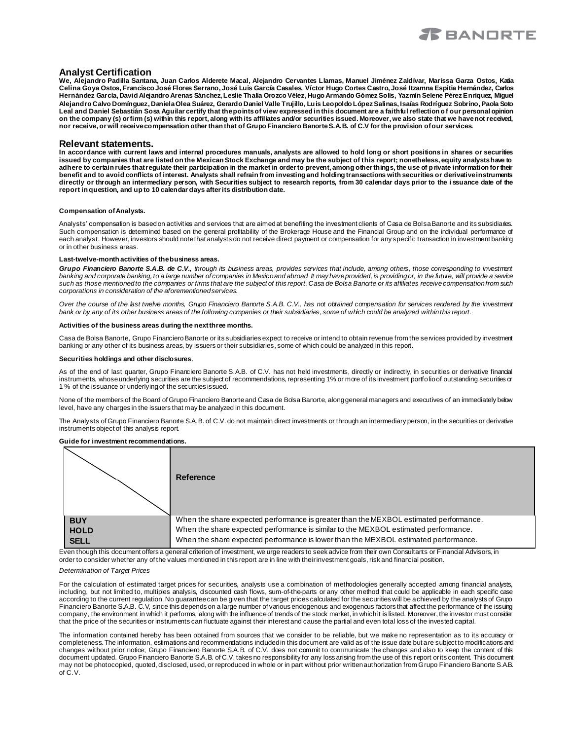## Analyst Certification

**We, Alejandro Padilla Santana, Juan Carlos Alderete Macal, Alejandro Cervantes Llamas, Manuel Jiménez Zaldívar, Marissa Garza Ostos, Katia Celina Goya Ostos, Francisco José Flores Serrano, José Luis García Casales, Víctor Hugo Cortes Castro, José Itzamna Espitia Hernández, Carlos Hernández García, David Alejandro Arenas Sánchez, Leslie Thalía Orozco Vélez, Hugo Armando Gómez Solís, Yazmín Selene Pérez Enríquez, Miguel Alejandro Calvo Domínguez, Daniela Olea Suárez, Gerardo Daniel Valle Trujillo, Luis Leopoldo López Salinas, Isaías Rodríguez Sobrino, Paola Soto Leal and Daniel Sebastián Sosa Aguilar certify that the points of view expressed in this document are a faithful reflection of our personal opinion on the company (s) or firm (s) within this report, along with its affiliates and/or securities issued. Moreover, we also state that we have not received, nor receive, or will receive compensation other than that of Grupo Financiero Banorte S.A.B. of C.V for the provision of our services.**

## Relevant statements.

**In accordance with current laws and internal procedures manuals, analysts are allowed to hold long or short positions in shares or securities issued by companies that are listed on the Mexican Stock Exchange and may be the subject of this report; nonetheless, equity analysts have to adhere to certain rules that regulate their participation in the market in order to prevent, among other things, the use of private information for their benefit and to avoid conflicts of interest. Analysts shall refrain from investing and holding transactions with securities or derivative instruments directly or through an intermediary person, with Securities subject to research reports, from 30 calendar days prior to the issuance date of the report in question, and up to 10 calendar days after its distribution date.**

**Compensation of Analysts.**

Analysts' compensation is based on activities and services that are aimed at benefiting the investment clients of Casa de Bolsa Banorte and its subsidiaries. Such compensation is determined based on the general profitability of the Brokerage House and the Financial Group and on the individual performance of each analyst. However, investors should note that analysts do not receive direct payment or compensation for any specific transaction in investment banking or in other business areas.

**Last-twelve-month activities of the business areas.**

***Grupo Financiero Banorte S.A.B. de C.V.,*** *through its business areas, provides services that include, among others, those corresponding to investment banking and corporate banking, to a large number of companies in Mexico and abroad. It may have provided, is providing or, in the future, will provide a service such as those mentioned to the companies or firms that are the subject of this report. Casa de Bolsa Banorte or its affiliates receive compensation from such corporations in consideration of the aforementioned services.*

*Over the course of the last twelve months, Grupo Financiero Banorte S.A.B. C.V., has not obtained compensation for services rendered by the investment bank or by any of its other business areas of the following companies or their subsidiaries, some of which could be analyzed within this report.*

**Activities of the business areas during the next three months.**

Casa de Bolsa Banorte, Grupo Financiero Banorte or its subsidiaries expect to receive or intend to obtain revenue from the services provided by investment banking or any other of its business areas, by issuers or their subsidiaries, some of which could be analyzed in this report.

**Securities holdings and other disclosures**.

As of the end of last quarter, Grupo Financiero Banorte S.A.B. of C.V. has not held investments, directly or indirectly, in securities or derivative financial instruments, whose underlying securities are the subject of recommendations, representing 1% or more of its investment portfolio of outstanding securities or 1 % of the issuance or underlying of the securities issued.

None of the members of the Board of Grupo Financiero Banorte and Casa de Bolsa Banorte, along general managers and executives of an immediately below level, have any charges in the issuers that may be analyzed in this document.

The Analysts of Grupo Financiero Banorte S.A.B. of C.V. do not maintain direct investments or through an intermediary person, in the securities or derivative instruments object of this analysis report.

**Guide for investment recommendations.**

| | **Reference** |
|---|---|
| **BUY** | When the share expected performance is greater than the MEXBOL estimated performance. |
| **HOLD** | When the share expected performance is similar to the MEXBOL estimated performance. |
| **SELL** | When the share expected performance is lower than the MEXBOL estimated performance. |

Even though this document offers a general criterion of investment, we urge readers to seek advice from their own Consultants or Financial Advisors, in order to consider whether any of the values mentioned in this report are in line with their investment goals, risk and financial position.

*Determination of Target Prices*

For the calculation of estimated target prices for securities, analysts use a combination of methodologies generally accepted among financial analysts, including, but not limited to, multiples analysis, discounted cash flows, sum-of-the-parts or any other method that could be applicable in each specific case according to the current regulation. No guarantee can be given that the target prices calculated for the securities will be achieved by the analysts of Grupo Financiero Banorte S.A.B. C.V, since this depends on a large number of various endogenous and exogenous factors that affect the performance of the issuing company, the environment in which it performs, along with the influence of trends of the stock market, in which it is listed. Moreover, the investor must consider that the price of the securities or instruments can fluctuate against their interest and cause the partial and even total loss of the invested capital.

The information contained hereby has been obtained from sources that we consider to be reliable, but we make no representation as to its accuracy or completeness. The information, estimations and recommendations included in this document are valid as of the issue date but are subject to modifications and changes without prior notice; Grupo Financiero Banorte S.A.B. of C.V. does not commit to communicate the changes and also to keep the content of this document updated. Grupo Financiero Banorte S.A.B. of C.V. takes no responsibility for any loss arising from the use of this report or its content. This document may not be photocopied, quoted, disclosed, used, or reproduced in whole or in part without prior written authorization from Grupo Financiero Banorte S.A.B. of C.V.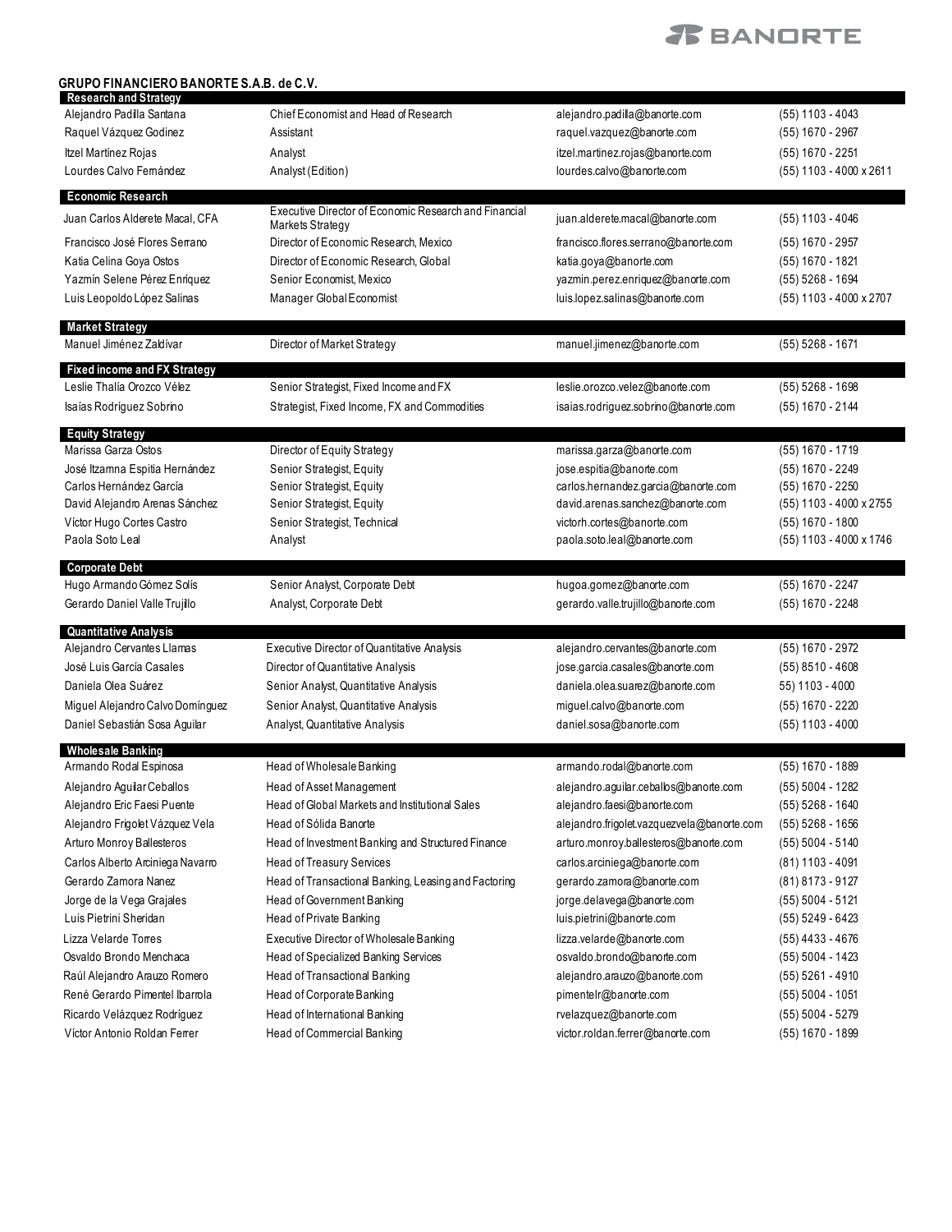**GRUPO FINANCIERO BANORTE S.A.B. de C.V.**

| | | | |
|---|---|---|---|
| **Research and Strategy** | | | |
| Alejandro Padilla Santana | Chief Economist and Head of Research | alejandro.padilla@banorte.com | (55) 1103 - 4043 |
| Raquel Vázquez Godinez | Assistant | raquel.vazquez@banorte.com | (55) 1670 - 2967 |
| Itzel Martínez Rojas | Analyst | itzel.martinez.rojas@banorte.com | (55) 1670 - 2251 |
| Lourdes Calvo Fernández | Analyst (Edition) | lourdes.calvo@banorte.com | (55) 1103 - 4000 x 2611 |
| **Economic Research** | | | |
| Juan Carlos Alderete Macal, CFA | Executive Director of Economic Research and Financial Markets Strategy | juan.alderete.macal@banorte.com | (55) 1103 - 4046 |
| Francisco José Flores Serrano | Director of Economic Research, Mexico | francisco.flores.serrano@banorte.com | (55) 1670 - 2957 |
| Katia Celina Goya Ostos | Director of Economic Research, Global | katia.goya@banorte.com | (55) 1670 - 1821 |
| Yazmín Selene Pérez Enríquez | Senior Economist, Mexico | yazmin.perez.enriquez@banorte.com | (55) 5268 - 1694 |
| Luis Leopoldo López Salinas | Manager Global Economist | luis.lopez.salinas@banorte.com | (55) 1103 - 4000 x 2707 |
| **Market Strategy** | | | |
| Manuel Jiménez Zaldívar | Director of Market Strategy | manuel.jimenez@banorte.com | (55) 5268 - 1671 |
| **Fixed income and FX Strategy** | | | |
| Leslie Thalía Orozco Vélez | Senior Strategist, Fixed Income and FX | leslie.orozco.velez@banorte.com | (55) 5268 - 1698 |
| Isaías Rodríguez Sobrino | Strategist, Fixed Income, FX and Commodities | isaias.rodriguez.sobrino@banorte.com | (55) 1670 - 2144 |
| **Equity Strategy** | | | |
| Marissa Garza Ostos | Director of Equity Strategy | marissa.garza@banorte.com | (55) 1670 - 1719 |
| José Itzamna Espitia Hernández | Senior Strategist, Equity | jose.espitia@banorte.com | (55) 1670 - 2249 |
| Carlos Hernández García | Senior Strategist, Equity | carlos.hernandez.garcia@banorte.com | (55) 1670 - 2250 |
| David Alejandro Arenas Sánchez | Senior Strategist, Equity | david.arenas.sanchez@banorte.com | (55) 1103 - 4000 x 2755 |
| Víctor Hugo Cortes Castro | Senior Strategist, Technical | victorh.cortes@banorte.com | (55) 1670 - 1800 |
| Paola Soto Leal | Analyst | paola.soto.leal@banorte.com | (55) 1103 - 4000 x 1746 |
| **Corporate Debt** | | | |
| Hugo Armando Gómez Solís | Senior Analyst, Corporate Debt | hugoa.gomez@banorte.com | (55) 1670 - 2247 |
| Gerardo Daniel Valle Trujillo | Analyst, Corporate Debt | gerardo.valle.trujillo@banorte.com | (55) 1670 - 2248 |
| **Quantitative Analysis** | | | |
| Alejandro Cervantes Llamas | Executive Director of Quantitative Analysis | alejandro.cervantes@banorte.com | (55) 1670 - 2972 |
| José Luis García Casales | Director of Quantitative Analysis | jose.garcia.casales@banorte.com | (55) 8510 - 4608 |
| Daniela Olea Suárez | Senior Analyst, Quantitative Analysis | daniela.olea.suarez@banorte.com | 55) 1103 - 4000 |
| Miguel Alejandro Calvo Domínguez | Senior Analyst, Quantitative Analysis | miguel.calvo@banorte.com | (55) 1670 - 2220 |
| Daniel Sebastián Sosa Aguilar | Analyst, Quantitative Analysis | daniel.sosa@banorte.com | (55) 1103 - 4000 |
| **Wholesale Banking** | | | |
| Armando Rodal Espinosa | Head of Wholesale Banking | armando.rodal@banorte.com | (55) 1670 - 1889 |
| Alejandro Aguilar Ceballos | Head of Asset Management | alejandro.aguilar.ceballos@banorte.com | (55) 5004 - 1282 |
| Alejandro Eric Faesi Puente | Head of Global Markets and Institutional Sales | alejandro.faesi@banorte.com | (55) 5268 - 1640 |
| Alejandro Frigolet Vázquez Vela | Head of Sólida Banorte | alejandro.frigolet.vazquezvela@banorte.com | (55) 5268 - 1656 |
| Arturo Monroy Ballesteros | Head of Investment Banking and Structured Finance | arturo.monroy.ballesteros@banorte.com | (55) 5004 - 5140 |
| Carlos Alberto Arciniega Navarro | Head of Treasury Services | carlos.arciniega@banorte.com | (81) 1103 - 4091 |
| Gerardo Zamora Nanez | Head of Transactional Banking, Leasing and Factoring | gerardo.zamora@banorte.com | (81) 8173 - 9127 |
| Jorge de la Vega Grajales | Head of Government Banking | jorge.delavega@banorte.com | (55) 5004 - 5121 |
| Luis Pietrini Sheridan | Head of Private Banking | luis.pietrini@banorte.com | (55) 5249 - 6423 |
| Lizza Velarde Torres | Executive Director of Wholesale Banking | lizza.velarde@banorte.com | (55) 4433 - 4676 |
| Osvaldo Brondo Menchaca | Head of Specialized Banking Services | osvaldo.brondo@banorte.com | (55) 5004 - 1423 |
| Raúl Alejandro Arauzo Romero | Head of Transactional Banking | alejandro.arauzo@banorte.com | (55) 5261 - 4910 |
| René Gerardo Pimentel Ibarrola | Head of Corporate Banking | pimentelr@banorte.com | (55) 5004 - 1051 |
| Ricardo Velázquez Rodríguez | Head of International Banking | rvelazquez@banorte.com | (55) 5004 - 5279 |
| Víctor Antonio Roldan Ferrer | Head of Commercial Banking | victor.roldan.ferrer@banorte.com | (55) 1670 - 1899 |